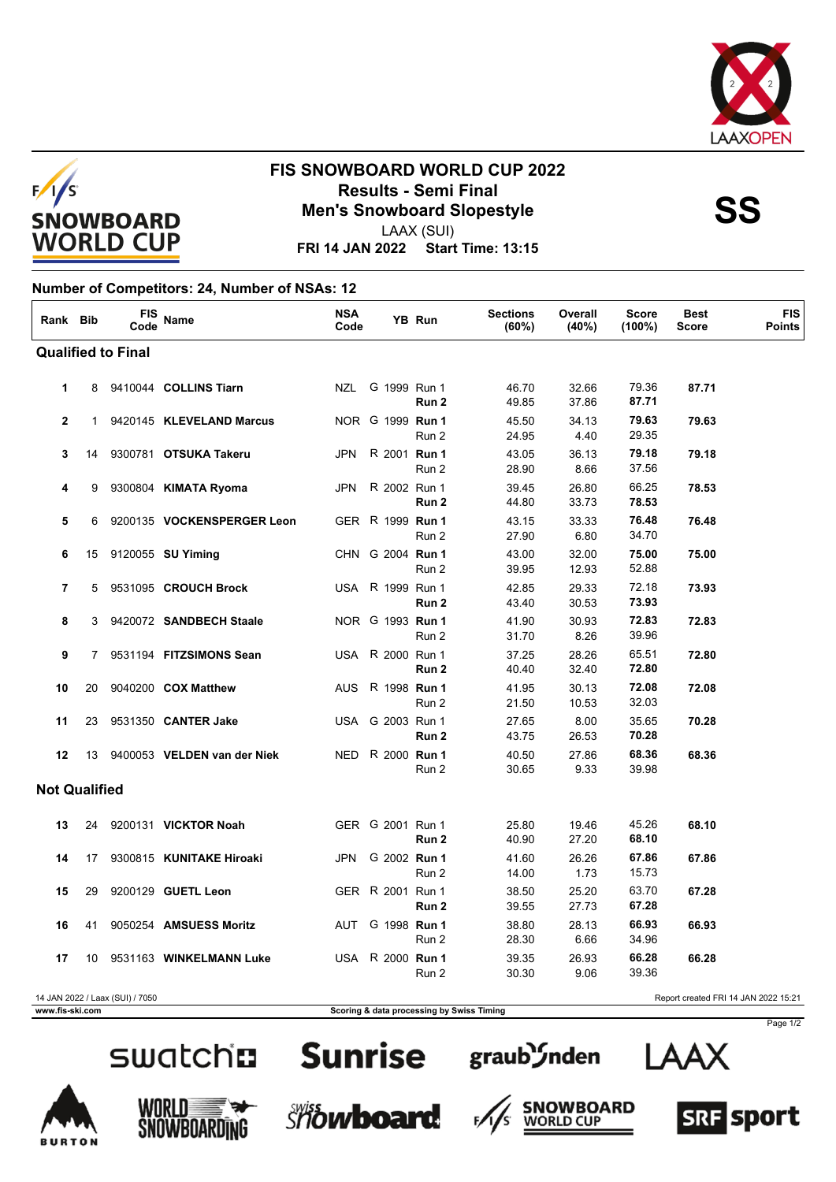# FIS SNOWBOARD WORLD CUP 2022

## Results - Semi Final

## Men's Snowboard Slopestyle

**SS**

LAAX (SUI)

**FRI 14 JAN 2022 Start Time: 13:15**

### Number of Competitors: 24, Number of NSAs: 12

| Rank | Bib | FIS Code | Name | NSA Code | | YB | Run | Sections (60%) | Overall (40%) | Score (100%) | Best Score | FIS Points |
|---|---|---|---|---|---|---|---|---|---|---|---|---|
| **Qualified to Final** | | | | | | | | | | | | |
| 1 | 8 | 9410044 | **COLLINS Tiarn** | NZL | G | 1999 | Run 1 | 46.70 | 32.66 | 79.36 | **87.71** | |
| | | | | | | | **Run 2** | 49.85 | 37.86 | **87.71** | | |
| 2 | 1 | 9420145 | **KLEVELAND Marcus** | NOR | G | 1999 | **Run 1** | 45.50 | 34.13 | **79.63** | **79.63** | |
| | | | | | | | Run 2 | 24.95 | 4.40 | 29.35 | | |
| 3 | 14 | 9300781 | **OTSUKA Takeru** | JPN | R | 2001 | **Run 1** | 43.05 | 36.13 | **79.18** | **79.18** | |
| | | | | | | | Run 2 | 28.90 | 8.66 | 37.56 | | |
| 4 | 9 | 9300804 | **KIMATA Ryoma** | JPN | R | 2002 | Run 1 | 39.45 | 26.80 | 66.25 | **78.53** | |
| | | | | | | | **Run 2** | 44.80 | 33.73 | **78.53** | | |
| 5 | 6 | 9200135 | **VOCKENSPERGER Leon** | GER | R | 1999 | **Run 1** | 43.15 | 33.33 | **76.48** | **76.48** | |
| | | | | | | | Run 2 | 27.90 | 6.80 | 34.70 | | |
| 6 | 15 | 9120055 | **SU Yiming** | CHN | G | 2004 | **Run 1** | 43.00 | 32.00 | **75.00** | **75.00** | |
| | | | | | | | Run 2 | 39.95 | 12.93 | 52.88 | | |
| 7 | 5 | 9531095 | **CROUCH Brock** | USA | R | 1999 | Run 1 | 42.85 | 29.33 | 72.18 | **73.93** | |
| | | | | | | | **Run 2** | 43.40 | 30.53 | **73.93** | | |
| 8 | 3 | 9420072 | **SANDBECH Staale** | NOR | G | 1993 | **Run 1** | 41.90 | 30.93 | **72.83** | **72.83** | |
| | | | | | | | Run 2 | 31.70 | 8.26 | 39.96 | | |
| 9 | 7 | 9531194 | **FITZSIMONS Sean** | USA | R | 2000 | Run 1 | 37.25 | 28.26 | 65.51 | **72.80** | |
| | | | | | | | **Run 2** | 40.40 | 32.40 | **72.80** | | |
| 10 | 20 | 9040200 | **COX Matthew** | AUS | R | 1998 | **Run 1** | 41.95 | 30.13 | **72.08** | **72.08** | |
| | | | | | | | Run 2 | 21.50 | 10.53 | 32.03 | | |
| 11 | 23 | 9531350 | **CANTER Jake** | USA | G | 2003 | Run 1 | 27.65 | 8.00 | 35.65 | **70.28** | |
| | | | | | | | **Run 2** | 43.75 | 26.53 | **70.28** | | |
| 12 | 13 | 9400053 | **VELDEN van der Niek** | NED | R | 2000 | **Run 1** | 40.50 | 27.86 | **68.36** | **68.36** | |
| | | | | | | | Run 2 | 30.65 | 9.33 | 39.98 | | |
| **Not Qualified** | | | | | | | | | | | | |
| 13 | 24 | 9200131 | **VICKTOR Noah** | GER | G | 2001 | Run 1 | 25.80 | 19.46 | 45.26 | **68.10** | |
| | | | | | | | **Run 2** | 40.90 | 27.20 | **68.10** | | |
| 14 | 17 | 9300815 | **KUNITAKE Hiroaki** | JPN | G | 2002 | **Run 1** | 41.60 | 26.26 | **67.86** | **67.86** | |
| | | | | | | | Run 2 | 14.00 | 1.73 | 15.73 | | |
| 15 | 29 | 9200129 | **GUETL Leon** | GER | R | 2001 | Run 1 | 38.50 | 25.20 | 63.70 | **67.28** | |
| | | | | | | | **Run 2** | 39.55 | 27.73 | **67.28** | | |
| 16 | 41 | 9050254 | **AMSUESS Moritz** | AUT | G | 1998 | **Run 1** | 38.80 | 28.13 | **66.93** | **66.93** | |
| | | | | | | | Run 2 | 28.30 | 6.66 | 34.96 | | |
| 17 | 10 | 9531163 | **WINKELMANN Luke** | USA | R | 2000 | **Run 1** | 39.35 | 26.93 | **66.28** | **66.28** | |
| | | | | | | | Run 2 | 30.30 | 9.06 | 39.36 | | |

14 JAN 2022 / Laax (SUI) / 7050 — Report created FRI 14 JAN 2022 15:21

www.fis-ski.com — Scoring & data processing by Swiss Timing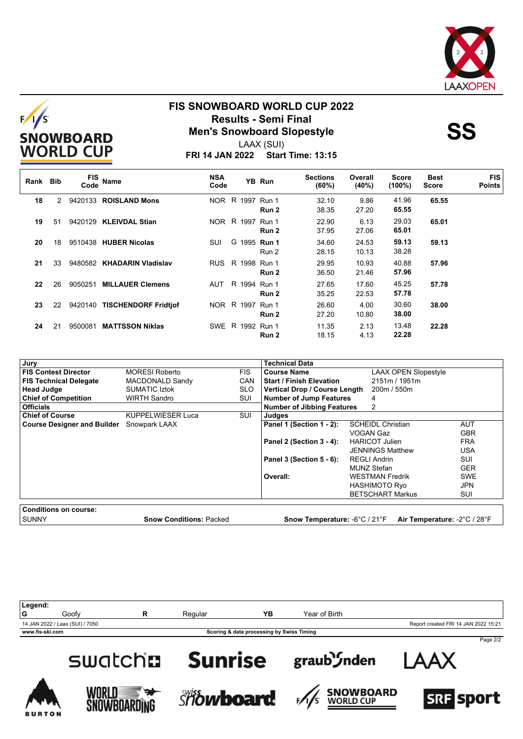# FIS SNOWBOARD WORLD CUP 2022

## Results - Semi Final

## Men's Snowboard Slopestyle

**SS**

LAAX (SUI)

**FRI 14 JAN 2022 Start Time: 13:15**

| Rank | Bib | FIS Code | Name | NSA Code | | YB | Run | Sections (60%) | Overall (40%) | Score (100%) | Best Score | FIS Points |
|---|---|---|---|---|---|---|---|---|---|---|---|---|
| 18 | 2 | 9420133 | **ROISLAND Mons** | NOR | R | 1997 | Run 1 | 32.10 | 9.86 | 41.96 | **65.55** | |
| | | | | | | | **Run 2** | 38.35 | 27.20 | **65.55** | | |
| 19 | 51 | 9420129 | **KLEIVDAL Stian** | NOR | R | 1997 | Run 1 | 22.90 | 6.13 | 29.03 | **65.01** | |
| | | | | | | | **Run 2** | 37.95 | 27.06 | **65.01** | | |
| 20 | 18 | 9510438 | **HUBER Nicolas** | SUI | G | 1995 | **Run 1** | 34.60 | 24.53 | **59.13** | **59.13** | |
| | | | | | | | Run 2 | 28.15 | 10.13 | 38.28 | | |
| 21 | 33 | 9480582 | **KHADARIN Vladislav** | RUS | R | 1998 | Run 1 | 29.95 | 10.93 | 40.88 | **57.96** | |
| | | | | | | | **Run 2** | 36.50 | 21.46 | **57.96** | | |
| 22 | 26 | 9050251 | **MILLAUER Clemens** | AUT | R | 1994 | Run 1 | 27.65 | 17.60 | 45.25 | **57.78** | |
| | | | | | | | **Run 2** | 35.25 | 22.53 | **57.78** | | |
| 23 | 22 | 9420140 | **TISCHENDORF Fridtjof** | NOR | R | 1997 | Run 1 | 26.60 | 4.00 | 30.60 | **38.00** | |
| | | | | | | | **Run 2** | 27.20 | 10.80 | **38.00** | | |
| 24 | 21 | 9500081 | **MATTSSON Niklas** | SWE | R | 1992 | Run 1 | 11.35 | 2.13 | 13.48 | **22.28** | |
| | | | | | | | **Run 2** | 18.15 | 4.13 | **22.28** | | |

| **Jury** | | |
|---|---|---|
| **FIS Contest Director** | MORESI Roberto | FIS |
| **FIS Technical Delegate** | MACDONALD Sandy | CAN |
| **Head Judge** | SUMATIC Iztok | SLO |
| **Chief of Competition** | WIRTH Sandro | SUI |
| **Officials** | | |
| **Chief of Course** | KUPPELWIESER Luca | SUI |
| **Course Designer and Builder** | Snowpark LAAX | |

| **Technical Data** | |
|---|---|
| **Course Name** | LAAX OPEN Slopestyle |
| **Start / Finish Elevation** | 2151m / 1951m |
| **Vertical Drop / Course Length** | 200m / 550m |
| **Number of Jump Features** | 4 |
| **Number of Jibbing Features** | 2 |

| **Judges** | | |
|---|---|---|
| **Panel 1 (Section 1 - 2):** | SCHEIDL Christian | AUT |
| | VOGAN Gaz | GBR |
| **Panel 2 (Section 3 - 4):** | HARICOT Julien | FRA |
| | JENNINGS Matthew | USA |
| **Panel 3 (Section 5 - 6):** | REGLI Andrin | SUI |
| | MUNZ Stefan | GER |
| **Overall:** | WESTMAN Fredrik | SWE |
| | HASHIMOTO Ryo | JPN |
| | BETSCHART Markus | SUI |

**Conditions on course:**

SUNNY | **Snow Conditions:** Packed | **Snow Temperature:** -6°C / 21°F | **Air Temperature:** -2°C / 28°F

**Legend:**

| | | | | | |
|---|---|---|---|---|---|
| **G** | Goofy | **R** | Regular | **YB** | Year of Birth |

14 JAN 2022 / Laax (SUI) / 7050 — Report created FRI 14 JAN 2022 15:21

www.fis-ski.com — Scoring & data processing by Swiss Timing